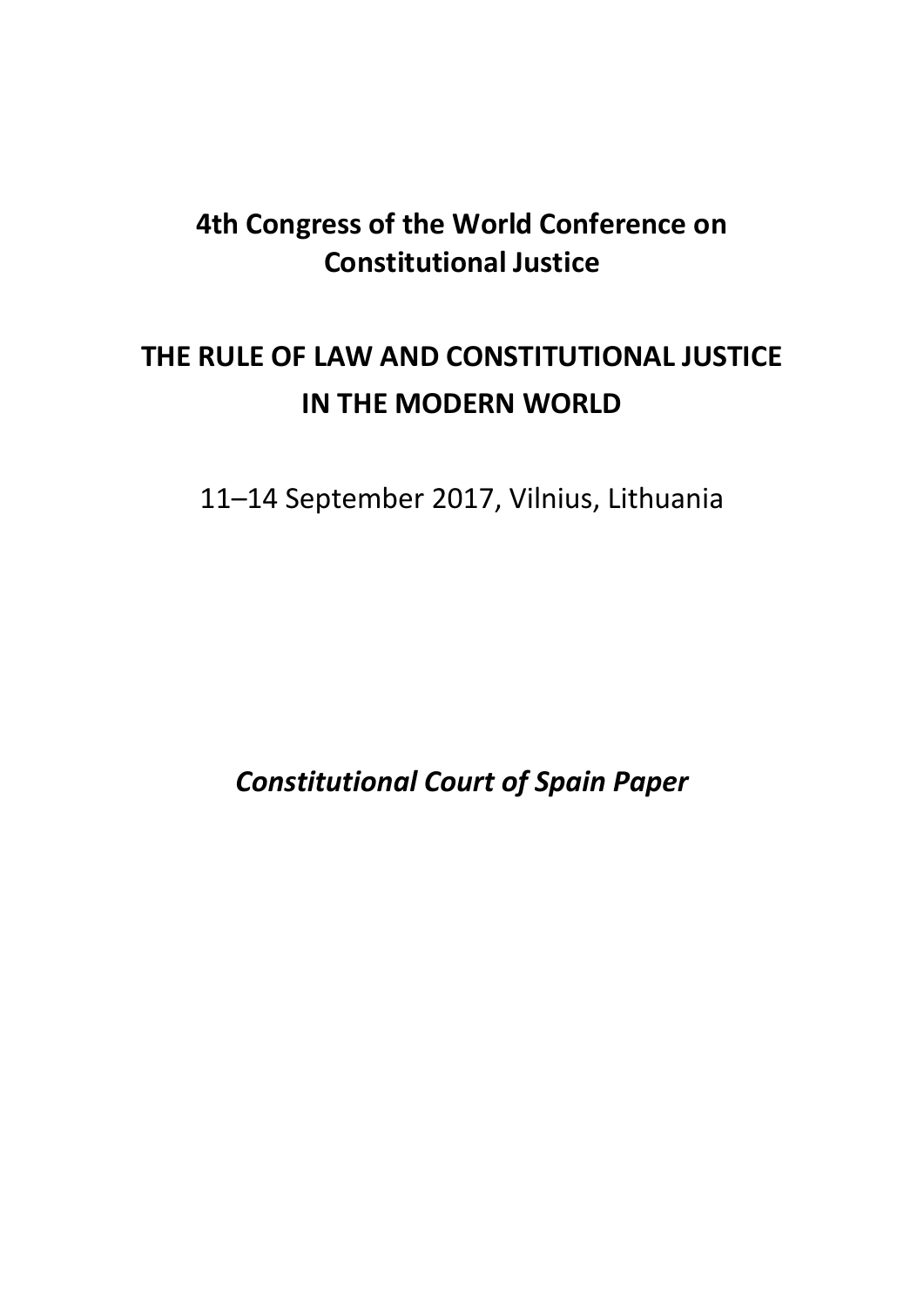# 4th Congress of the World Conference on Constitutional Justice

# THE RULE OF LAW AND CONSTITUTIONAL JUSTICE IN THE MODERN WORLD

11–14 September 2017, Vilnius, Lithuania

***Constitutional Court of Spain Paper***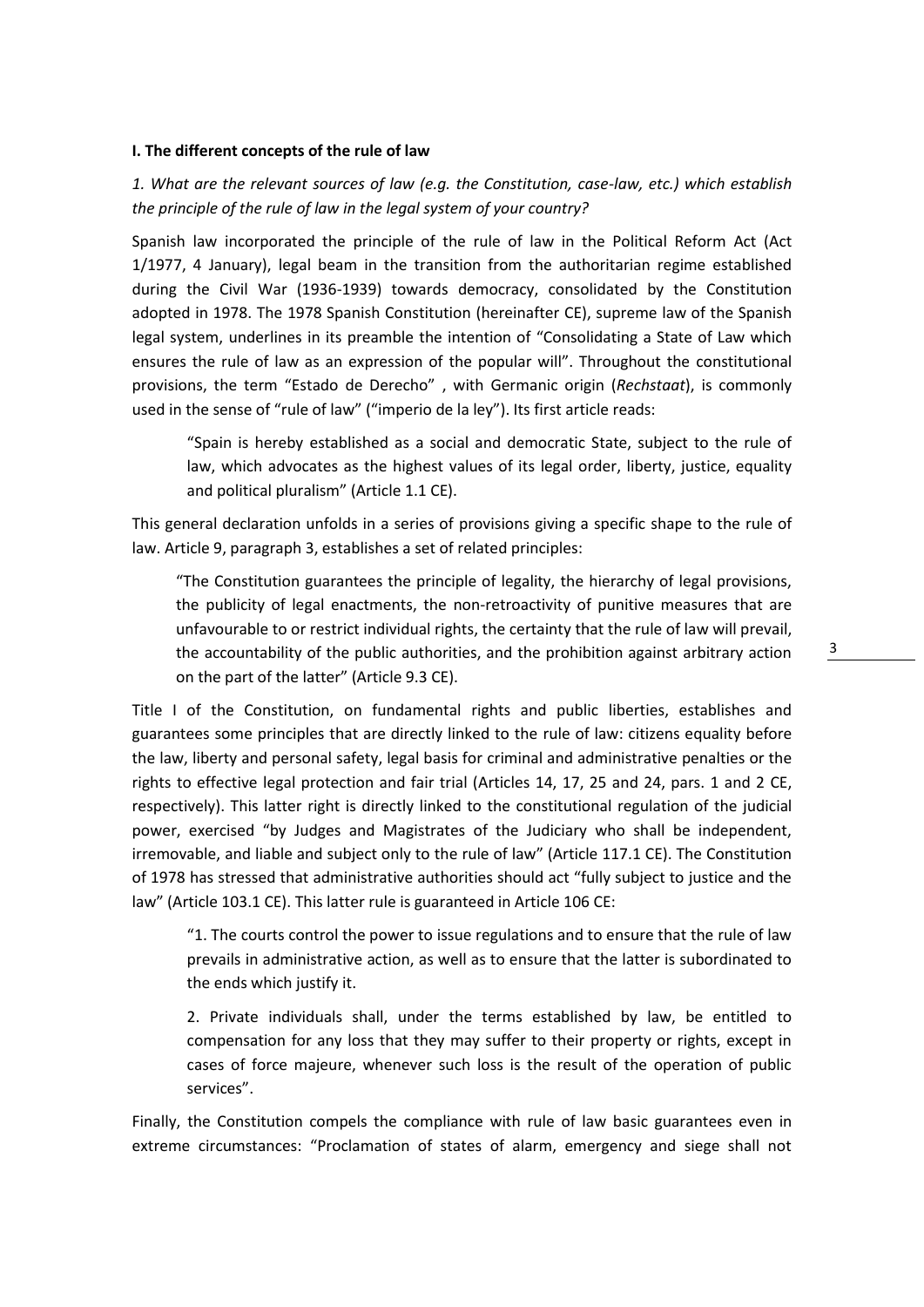## I. The different concepts of the rule of law

*1. What are the relevant sources of law (e.g. the Constitution, case-law, etc.) which establish the principle of the rule of law in the legal system of your country?*

Spanish law incorporated the principle of the rule of law in the Political Reform Act (Act 1/1977, 4 January), legal beam in the transition from the authoritarian regime established during the Civil War (1936-1939) towards democracy, consolidated by the Constitution adopted in 1978. The 1978 Spanish Constitution (hereinafter CE), supreme law of the Spanish legal system, underlines in its preamble the intention of "Consolidating a State of Law which ensures the rule of law as an expression of the popular will". Throughout the constitutional provisions, the term "Estado de Derecho" , with Germanic origin (*Rechstaat*), is commonly used in the sense of "rule of law" ("imperio de la ley"). Its first article reads:

> "Spain is hereby established as a social and democratic State, subject to the rule of law, which advocates as the highest values of its legal order, liberty, justice, equality and political pluralism" (Article 1.1 CE).

This general declaration unfolds in a series of provisions giving a specific shape to the rule of law. Article 9, paragraph 3, establishes a set of related principles:

> "The Constitution guarantees the principle of legality, the hierarchy of legal provisions, the publicity of legal enactments, the non-retroactivity of punitive measures that are unfavourable to or restrict individual rights, the certainty that the rule of law will prevail, the accountability of the public authorities, and the prohibition against arbitrary action on the part of the latter" (Article 9.3 CE).

Title I of the Constitution, on fundamental rights and public liberties, establishes and guarantees some principles that are directly linked to the rule of law: citizens equality before the law, liberty and personal safety, legal basis for criminal and administrative penalties or the rights to effective legal protection and fair trial (Articles 14, 17, 25 and 24, pars. 1 and 2 CE, respectively). This latter right is directly linked to the constitutional regulation of the judicial power, exercised "by Judges and Magistrates of the Judiciary who shall be independent, irremovable, and liable and subject only to the rule of law" (Article 117.1 CE). The Constitution of 1978 has stressed that administrative authorities should act "fully subject to justice and the law" (Article 103.1 CE). This latter rule is guaranteed in Article 106 CE:

> "1. The courts control the power to issue regulations and to ensure that the rule of law prevails in administrative action, as well as to ensure that the latter is subordinated to the ends which justify it.
>
> 2. Private individuals shall, under the terms established by law, be entitled to compensation for any loss that they may suffer to their property or rights, except in cases of force majeure, whenever such loss is the result of the operation of public services".

Finally, the Constitution compels the compliance with rule of law basic guarantees even in extreme circumstances: "Proclamation of states of alarm, emergency and siege shall not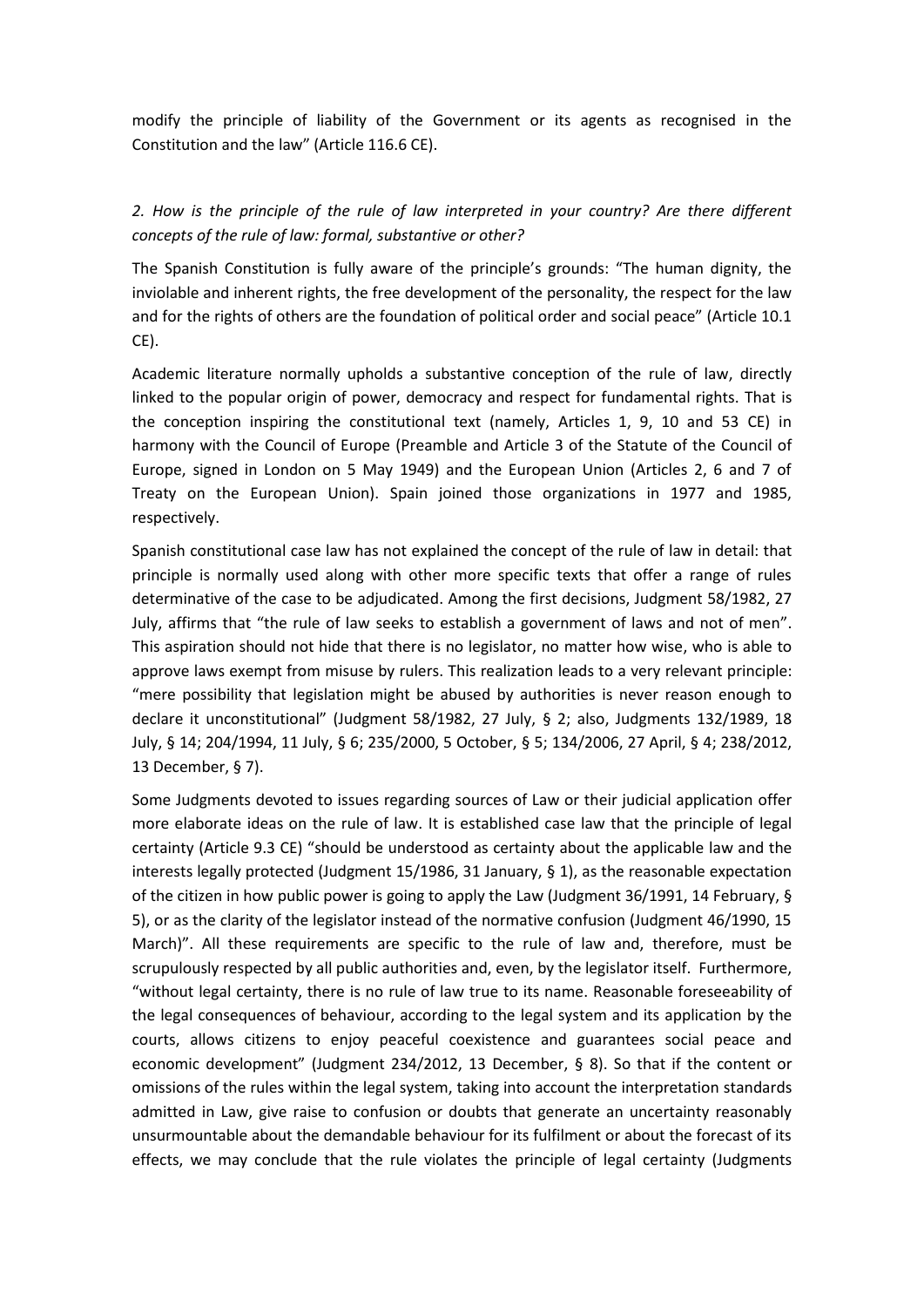modify the principle of liability of the Government or its agents as recognised in the Constitution and the law" (Article 116.6 CE).

*2. How is the principle of the rule of law interpreted in your country? Are there different concepts of the rule of law: formal, substantive or other?*

The Spanish Constitution is fully aware of the principle's grounds: "The human dignity, the inviolable and inherent rights, the free development of the personality, the respect for the law and for the rights of others are the foundation of political order and social peace" (Article 10.1 CE).

Academic literature normally upholds a substantive conception of the rule of law, directly linked to the popular origin of power, democracy and respect for fundamental rights. That is the conception inspiring the constitutional text (namely, Articles 1, 9, 10 and 53 CE) in harmony with the Council of Europe (Preamble and Article 3 of the Statute of the Council of Europe, signed in London on 5 May 1949) and the European Union (Articles 2, 6 and 7 of Treaty on the European Union). Spain joined those organizations in 1977 and 1985, respectively.

Spanish constitutional case law has not explained the concept of the rule of law in detail: that principle is normally used along with other more specific texts that offer a range of rules determinative of the case to be adjudicated. Among the first decisions, Judgment 58/1982, 27 July, affirms that "the rule of law seeks to establish a government of laws and not of men". This aspiration should not hide that there is no legislator, no matter how wise, who is able to approve laws exempt from misuse by rulers. This realization leads to a very relevant principle: "mere possibility that legislation might be abused by authorities is never reason enough to declare it unconstitutional" (Judgment 58/1982, 27 July, § 2; also, Judgments 132/1989, 18 July, § 14; 204/1994, 11 July, § 6; 235/2000, 5 October, § 5; 134/2006, 27 April, § 4; 238/2012, 13 December, § 7).

Some Judgments devoted to issues regarding sources of Law or their judicial application offer more elaborate ideas on the rule of law. It is established case law that the principle of legal certainty (Article 9.3 CE) "should be understood as certainty about the applicable law and the interests legally protected (Judgment 15/1986, 31 January, § 1), as the reasonable expectation of the citizen in how public power is going to apply the Law (Judgment 36/1991, 14 February, § 5), or as the clarity of the legislator instead of the normative confusion (Judgment 46/1990, 15 March)". All these requirements are specific to the rule of law and, therefore, must be scrupulously respected by all public authorities and, even, by the legislator itself. Furthermore, "without legal certainty, there is no rule of law true to its name. Reasonable foreseeability of the legal consequences of behaviour, according to the legal system and its application by the courts, allows citizens to enjoy peaceful coexistence and guarantees social peace and economic development" (Judgment 234/2012, 13 December, § 8). So that if the content or omissions of the rules within the legal system, taking into account the interpretation standards admitted in Law, give raise to confusion or doubts that generate an uncertainty reasonably unsurmountable about the demandable behaviour for its fulfilment or about the forecast of its effects, we may conclude that the rule violates the principle of legal certainty (Judgments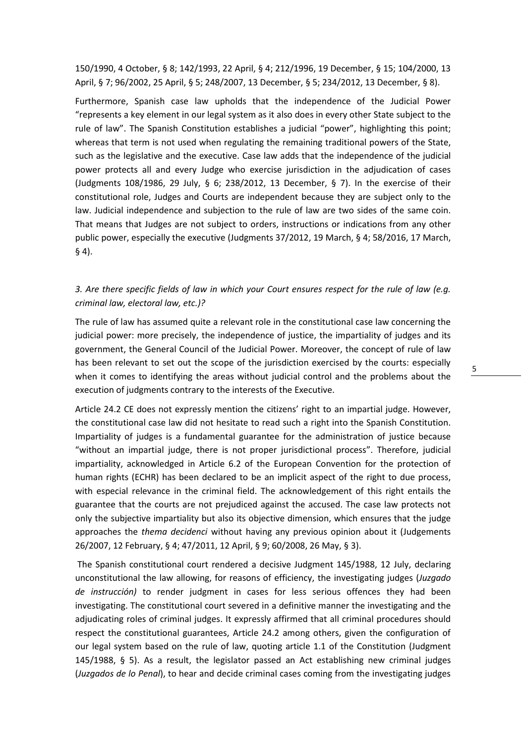150/1990, 4 October, § 8; 142/1993, 22 April, § 4; 212/1996, 19 December, § 15; 104/2000, 13 April, § 7; 96/2002, 25 April, § 5; 248/2007, 13 December, § 5; 234/2012, 13 December, § 8).

Furthermore, Spanish case law upholds that the independence of the Judicial Power "represents a key element in our legal system as it also does in every other State subject to the rule of law". The Spanish Constitution establishes a judicial "power", highlighting this point; whereas that term is not used when regulating the remaining traditional powers of the State, such as the legislative and the executive. Case law adds that the independence of the judicial power protects all and every Judge who exercise jurisdiction in the adjudication of cases (Judgments 108/1986, 29 July, § 6; 238/2012, 13 December, § 7). In the exercise of their constitutional role, Judges and Courts are independent because they are subject only to the law. Judicial independence and subjection to the rule of law are two sides of the same coin. That means that Judges are not subject to orders, instructions or indications from any other public power, especially the executive (Judgments 37/2012, 19 March, § 4; 58/2016, 17 March, § 4).

*3. Are there specific fields of law in which your Court ensures respect for the rule of law (e.g. criminal law, electoral law, etc.)?*

The rule of law has assumed quite a relevant role in the constitutional case law concerning the judicial power: more precisely, the independence of justice, the impartiality of judges and its government, the General Council of the Judicial Power. Moreover, the concept of rule of law has been relevant to set out the scope of the jurisdiction exercised by the courts: especially when it comes to identifying the areas without judicial control and the problems about the execution of judgments contrary to the interests of the Executive.

Article 24.2 CE does not expressly mention the citizens' right to an impartial judge. However, the constitutional case law did not hesitate to read such a right into the Spanish Constitution. Impartiality of judges is a fundamental guarantee for the administration of justice because "without an impartial judge, there is not proper jurisdictional process". Therefore, judicial impartiality, acknowledged in Article 6.2 of the European Convention for the protection of human rights (ECHR) has been declared to be an implicit aspect of the right to due process, with especial relevance in the criminal field. The acknowledgement of this right entails the guarantee that the courts are not prejudiced against the accused. The case law protects not only the subjective impartiality but also its objective dimension, which ensures that the judge approaches the *thema decidenci* without having any previous opinion about it (Judgements 26/2007, 12 February, § 4; 47/2011, 12 April, § 9; 60/2008, 26 May, § 3).

The Spanish constitutional court rendered a decisive Judgment 145/1988, 12 July, declaring unconstitutional the law allowing, for reasons of efficiency, the investigating judges (*Juzgado de instrucción)* to render judgment in cases for less serious offences they had been investigating. The constitutional court severed in a definitive manner the investigating and the adjudicating roles of criminal judges. It expressly affirmed that all criminal procedures should respect the constitutional guarantees, Article 24.2 among others, given the configuration of our legal system based on the rule of law, quoting article 1.1 of the Constitution (Judgment 145/1988, § 5). As a result, the legislator passed an Act establishing new criminal judges (*Juzgados de lo Penal*), to hear and decide criminal cases coming from the investigating judges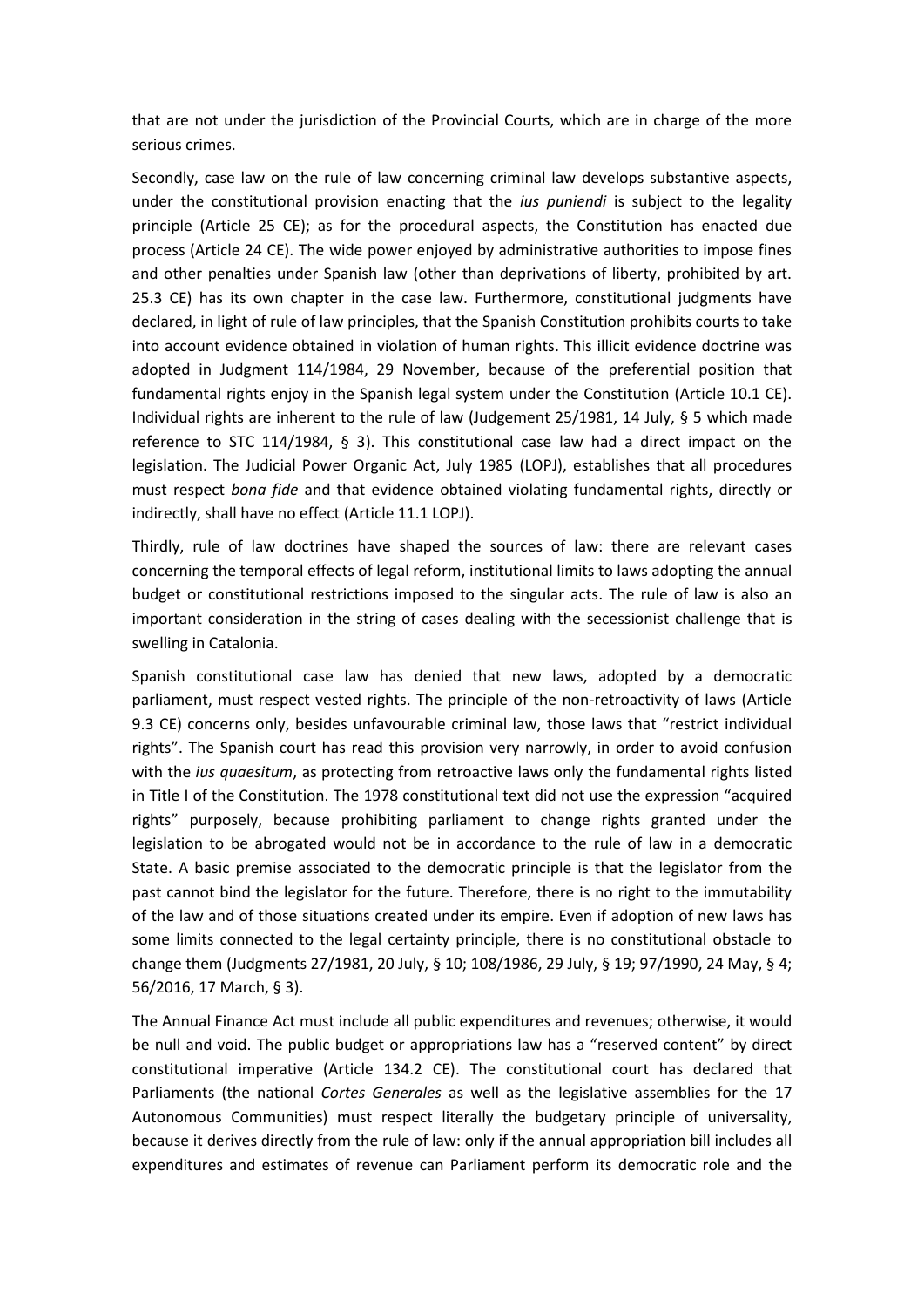that are not under the jurisdiction of the Provincial Courts, which are in charge of the more serious crimes.

Secondly, case law on the rule of law concerning criminal law develops substantive aspects, under the constitutional provision enacting that the *ius puniendi* is subject to the legality principle (Article 25 CE); as for the procedural aspects, the Constitution has enacted due process (Article 24 CE). The wide power enjoyed by administrative authorities to impose fines and other penalties under Spanish law (other than deprivations of liberty, prohibited by art. 25.3 CE) has its own chapter in the case law. Furthermore, constitutional judgments have declared, in light of rule of law principles, that the Spanish Constitution prohibits courts to take into account evidence obtained in violation of human rights. This illicit evidence doctrine was adopted in Judgment 114/1984, 29 November, because of the preferential position that fundamental rights enjoy in the Spanish legal system under the Constitution (Article 10.1 CE). Individual rights are inherent to the rule of law (Judgement 25/1981, 14 July, § 5 which made reference to STC 114/1984, § 3). This constitutional case law had a direct impact on the legislation. The Judicial Power Organic Act, July 1985 (LOPJ), establishes that all procedures must respect *bona fide* and that evidence obtained violating fundamental rights, directly or indirectly, shall have no effect (Article 11.1 LOPJ).

Thirdly, rule of law doctrines have shaped the sources of law: there are relevant cases concerning the temporal effects of legal reform, institutional limits to laws adopting the annual budget or constitutional restrictions imposed to the singular acts. The rule of law is also an important consideration in the string of cases dealing with the secessionist challenge that is swelling in Catalonia.

Spanish constitutional case law has denied that new laws, adopted by a democratic parliament, must respect vested rights. The principle of the non-retroactivity of laws (Article 9.3 CE) concerns only, besides unfavourable criminal law, those laws that "restrict individual rights". The Spanish court has read this provision very narrowly, in order to avoid confusion with the *ius quaesitum*, as protecting from retroactive laws only the fundamental rights listed in Title I of the Constitution. The 1978 constitutional text did not use the expression "acquired rights" purposely, because prohibiting parliament to change rights granted under the legislation to be abrogated would not be in accordance to the rule of law in a democratic State. A basic premise associated to the democratic principle is that the legislator from the past cannot bind the legislator for the future. Therefore, there is no right to the immutability of the law and of those situations created under its empire. Even if adoption of new laws has some limits connected to the legal certainty principle, there is no constitutional obstacle to change them (Judgments 27/1981, 20 July, § 10; 108/1986, 29 July, § 19; 97/1990, 24 May, § 4; 56/2016, 17 March, § 3).

The Annual Finance Act must include all public expenditures and revenues; otherwise, it would be null and void. The public budget or appropriations law has a "reserved content" by direct constitutional imperative (Article 134.2 CE). The constitutional court has declared that Parliaments (the national *Cortes Generales* as well as the legislative assemblies for the 17 Autonomous Communities) must respect literally the budgetary principle of universality, because it derives directly from the rule of law: only if the annual appropriation bill includes all expenditures and estimates of revenue can Parliament perform its democratic role and the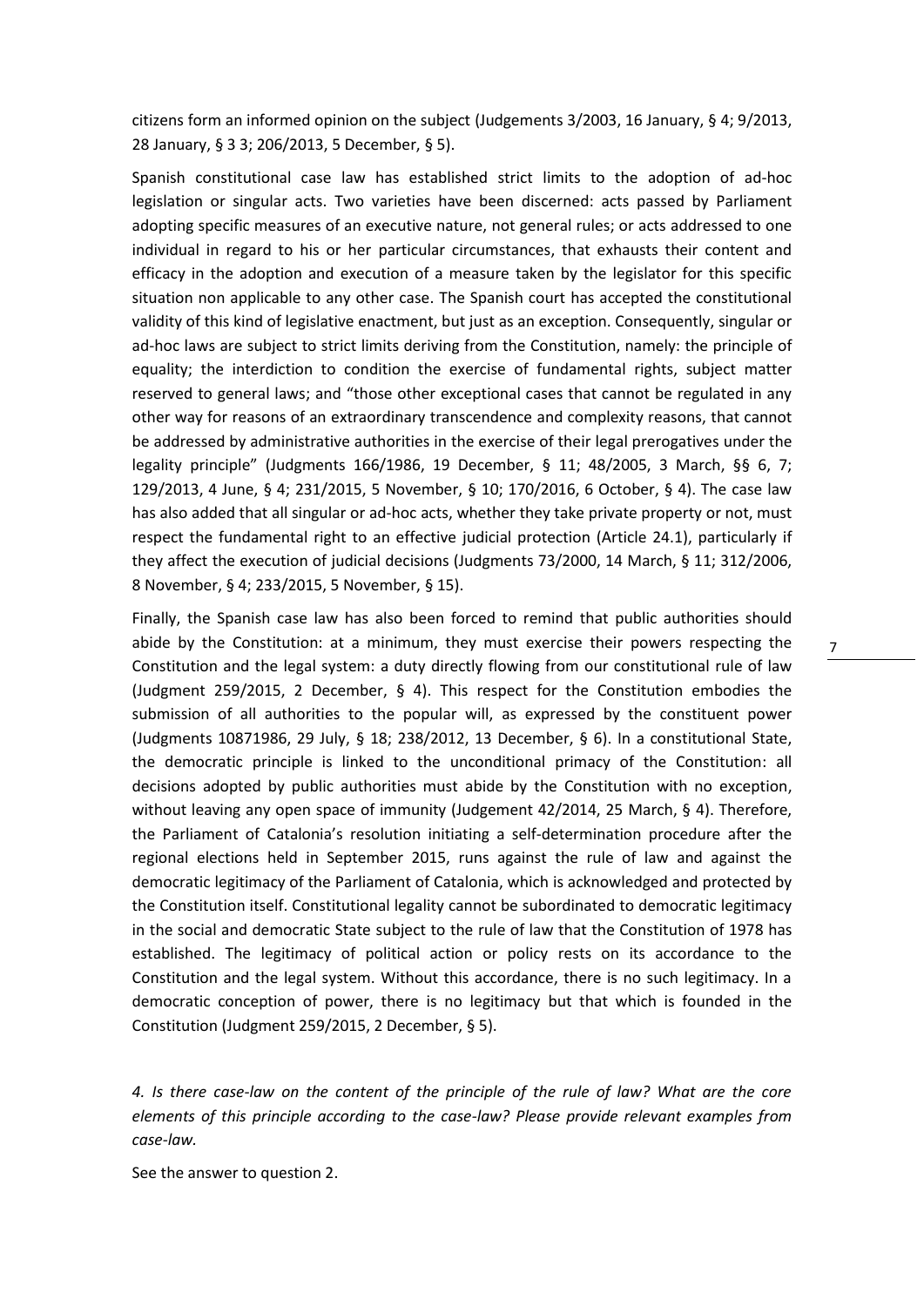citizens form an informed opinion on the subject (Judgements 3/2003, 16 January, § 4; 9/2013, 28 January, § 3 3; 206/2013, 5 December, § 5).

Spanish constitutional case law has established strict limits to the adoption of ad-hoc legislation or singular acts. Two varieties have been discerned: acts passed by Parliament adopting specific measures of an executive nature, not general rules; or acts addressed to one individual in regard to his or her particular circumstances, that exhausts their content and efficacy in the adoption and execution of a measure taken by the legislator for this specific situation non applicable to any other case. The Spanish court has accepted the constitutional validity of this kind of legislative enactment, but just as an exception. Consequently, singular or ad-hoc laws are subject to strict limits deriving from the Constitution, namely: the principle of equality; the interdiction to condition the exercise of fundamental rights, subject matter reserved to general laws; and "those other exceptional cases that cannot be regulated in any other way for reasons of an extraordinary transcendence and complexity reasons, that cannot be addressed by administrative authorities in the exercise of their legal prerogatives under the legality principle" (Judgments 166/1986, 19 December, § 11; 48/2005, 3 March, §§ 6, 7; 129/2013, 4 June, § 4; 231/2015, 5 November, § 10; 170/2016, 6 October, § 4). The case law has also added that all singular or ad-hoc acts, whether they take private property or not, must respect the fundamental right to an effective judicial protection (Article 24.1), particularly if they affect the execution of judicial decisions (Judgments 73/2000, 14 March, § 11; 312/2006, 8 November, § 4; 233/2015, 5 November, § 15).

Finally, the Spanish case law has also been forced to remind that public authorities should abide by the Constitution: at a minimum, they must exercise their powers respecting the Constitution and the legal system: a duty directly flowing from our constitutional rule of law (Judgment 259/2015, 2 December, § 4). This respect for the Constitution embodies the submission of all authorities to the popular will, as expressed by the constituent power (Judgments 10871986, 29 July, § 18; 238/2012, 13 December, § 6). In a constitutional State, the democratic principle is linked to the unconditional primacy of the Constitution: all decisions adopted by public authorities must abide by the Constitution with no exception, without leaving any open space of immunity (Judgement 42/2014, 25 March, § 4). Therefore, the Parliament of Catalonia's resolution initiating a self-determination procedure after the regional elections held in September 2015, runs against the rule of law and against the democratic legitimacy of the Parliament of Catalonia, which is acknowledged and protected by the Constitution itself. Constitutional legality cannot be subordinated to democratic legitimacy in the social and democratic State subject to the rule of law that the Constitution of 1978 has established. The legitimacy of political action or policy rests on its accordance to the Constitution and the legal system. Without this accordance, there is no such legitimacy. In a democratic conception of power, there is no legitimacy but that which is founded in the Constitution (Judgment 259/2015, 2 December, § 5).

*4. Is there case-law on the content of the principle of the rule of law? What are the core elements of this principle according to the case-law? Please provide relevant examples from case-law.*

See the answer to question 2.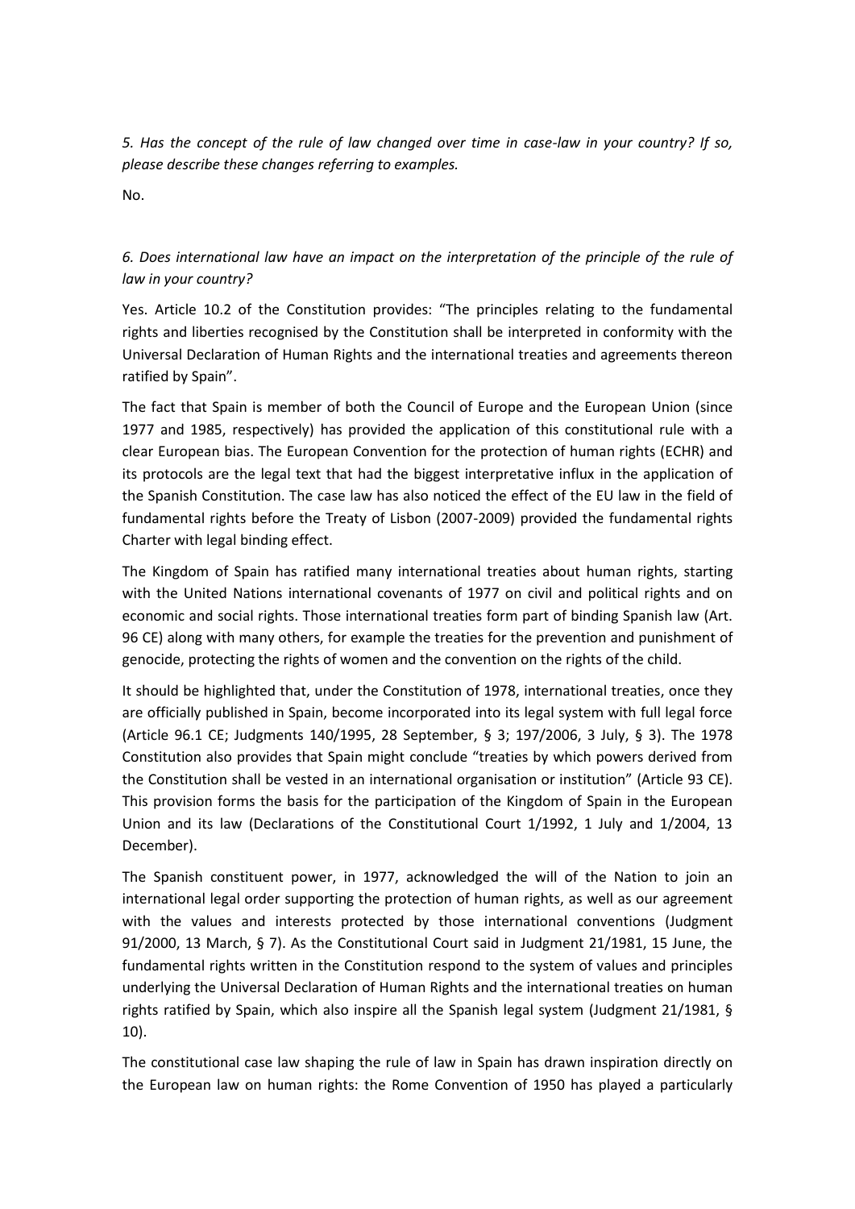*5. Has the concept of the rule of law changed over time in case-law in your country? If so, please describe these changes referring to examples.*

No.

*6. Does international law have an impact on the interpretation of the principle of the rule of law in your country?*

Yes. Article 10.2 of the Constitution provides: "The principles relating to the fundamental rights and liberties recognised by the Constitution shall be interpreted in conformity with the Universal Declaration of Human Rights and the international treaties and agreements thereon ratified by Spain".

The fact that Spain is member of both the Council of Europe and the European Union (since 1977 and 1985, respectively) has provided the application of this constitutional rule with a clear European bias. The European Convention for the protection of human rights (ECHR) and its protocols are the legal text that had the biggest interpretative influx in the application of the Spanish Constitution. The case law has also noticed the effect of the EU law in the field of fundamental rights before the Treaty of Lisbon (2007-2009) provided the fundamental rights Charter with legal binding effect.

The Kingdom of Spain has ratified many international treaties about human rights, starting with the United Nations international covenants of 1977 on civil and political rights and on economic and social rights. Those international treaties form part of binding Spanish law (Art. 96 CE) along with many others, for example the treaties for the prevention and punishment of genocide, protecting the rights of women and the convention on the rights of the child.

It should be highlighted that, under the Constitution of 1978, international treaties, once they are officially published in Spain, become incorporated into its legal system with full legal force (Article 96.1 CE; Judgments 140/1995, 28 September, § 3; 197/2006, 3 July, § 3). The 1978 Constitution also provides that Spain might conclude "treaties by which powers derived from the Constitution shall be vested in an international organisation or institution" (Article 93 CE). This provision forms the basis for the participation of the Kingdom of Spain in the European Union and its law (Declarations of the Constitutional Court 1/1992, 1 July and 1/2004, 13 December).

The Spanish constituent power, in 1977, acknowledged the will of the Nation to join an international legal order supporting the protection of human rights, as well as our agreement with the values and interests protected by those international conventions (Judgment 91/2000, 13 March, § 7). As the Constitutional Court said in Judgment 21/1981, 15 June, the fundamental rights written in the Constitution respond to the system of values and principles underlying the Universal Declaration of Human Rights and the international treaties on human rights ratified by Spain, which also inspire all the Spanish legal system (Judgment 21/1981, § 10).

The constitutional case law shaping the rule of law in Spain has drawn inspiration directly on the European law on human rights: the Rome Convention of 1950 has played a particularly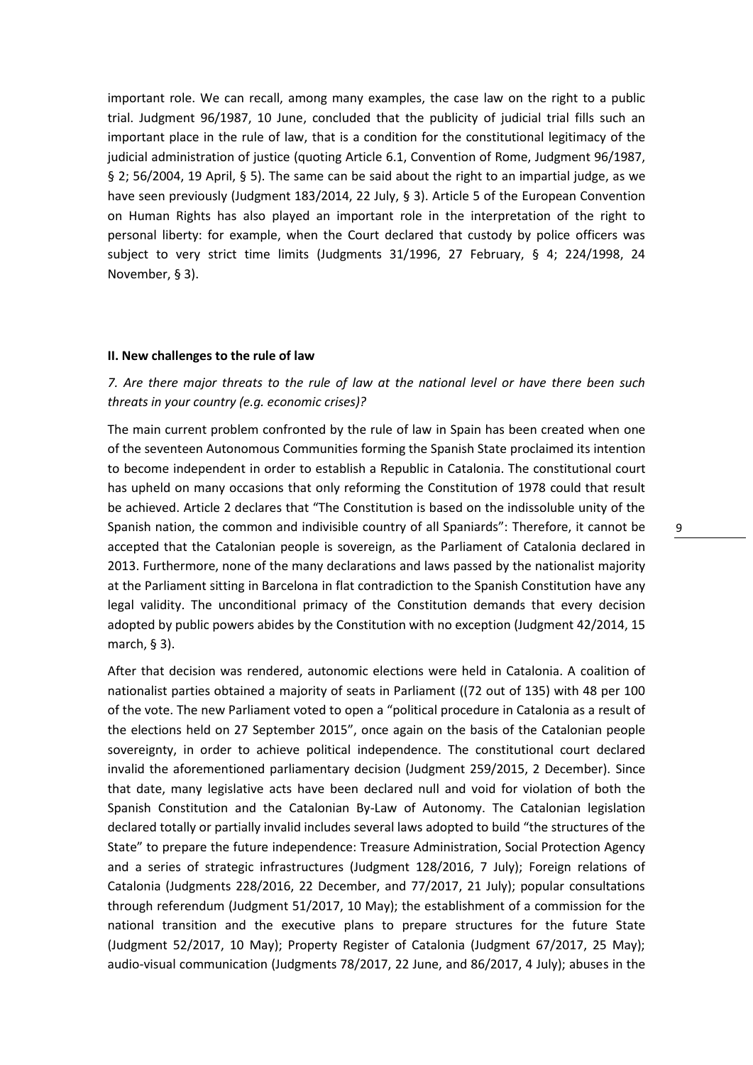important role. We can recall, among many examples, the case law on the right to a public trial. Judgment 96/1987, 10 June, concluded that the publicity of judicial trial fills such an important place in the rule of law, that is a condition for the constitutional legitimacy of the judicial administration of justice (quoting Article 6.1, Convention of Rome, Judgment 96/1987, § 2; 56/2004, 19 April, § 5). The same can be said about the right to an impartial judge, as we have seen previously (Judgment 183/2014, 22 July, § 3). Article 5 of the European Convention on Human Rights has also played an important role in the interpretation of the right to personal liberty: for example, when the Court declared that custody by police officers was subject to very strict time limits (Judgments 31/1996, 27 February, § 4; 224/1998, 24 November, § 3).

## II. New challenges to the rule of law

*7. Are there major threats to the rule of law at the national level or have there been such threats in your country (e.g. economic crises)?*

The main current problem confronted by the rule of law in Spain has been created when one of the seventeen Autonomous Communities forming the Spanish State proclaimed its intention to become independent in order to establish a Republic in Catalonia. The constitutional court has upheld on many occasions that only reforming the Constitution of 1978 could that result be achieved. Article 2 declares that "The Constitution is based on the indissoluble unity of the Spanish nation, the common and indivisible country of all Spaniards": Therefore, it cannot be accepted that the Catalonian people is sovereign, as the Parliament of Catalonia declared in 2013. Furthermore, none of the many declarations and laws passed by the nationalist majority at the Parliament sitting in Barcelona in flat contradiction to the Spanish Constitution have any legal validity. The unconditional primacy of the Constitution demands that every decision adopted by public powers abides by the Constitution with no exception (Judgment 42/2014, 15 march, § 3).

After that decision was rendered, autonomic elections were held in Catalonia. A coalition of nationalist parties obtained a majority of seats in Parliament ((72 out of 135) with 48 per 100 of the vote. The new Parliament voted to open a "political procedure in Catalonia as a result of the elections held on 27 September 2015", once again on the basis of the Catalonian people sovereignty, in order to achieve political independence. The constitutional court declared invalid the aforementioned parliamentary decision (Judgment 259/2015, 2 December). Since that date, many legislative acts have been declared null and void for violation of both the Spanish Constitution and the Catalonian By-Law of Autonomy. The Catalonian legislation declared totally or partially invalid includes several laws adopted to build "the structures of the State" to prepare the future independence: Treasure Administration, Social Protection Agency and a series of strategic infrastructures (Judgment 128/2016, 7 July); Foreign relations of Catalonia (Judgments 228/2016, 22 December, and 77/2017, 21 July); popular consultations through referendum (Judgment 51/2017, 10 May); the establishment of a commission for the national transition and the executive plans to prepare structures for the future State (Judgment 52/2017, 10 May); Property Register of Catalonia (Judgment 67/2017, 25 May); audio-visual communication (Judgments 78/2017, 22 June, and 86/2017, 4 July); abuses in the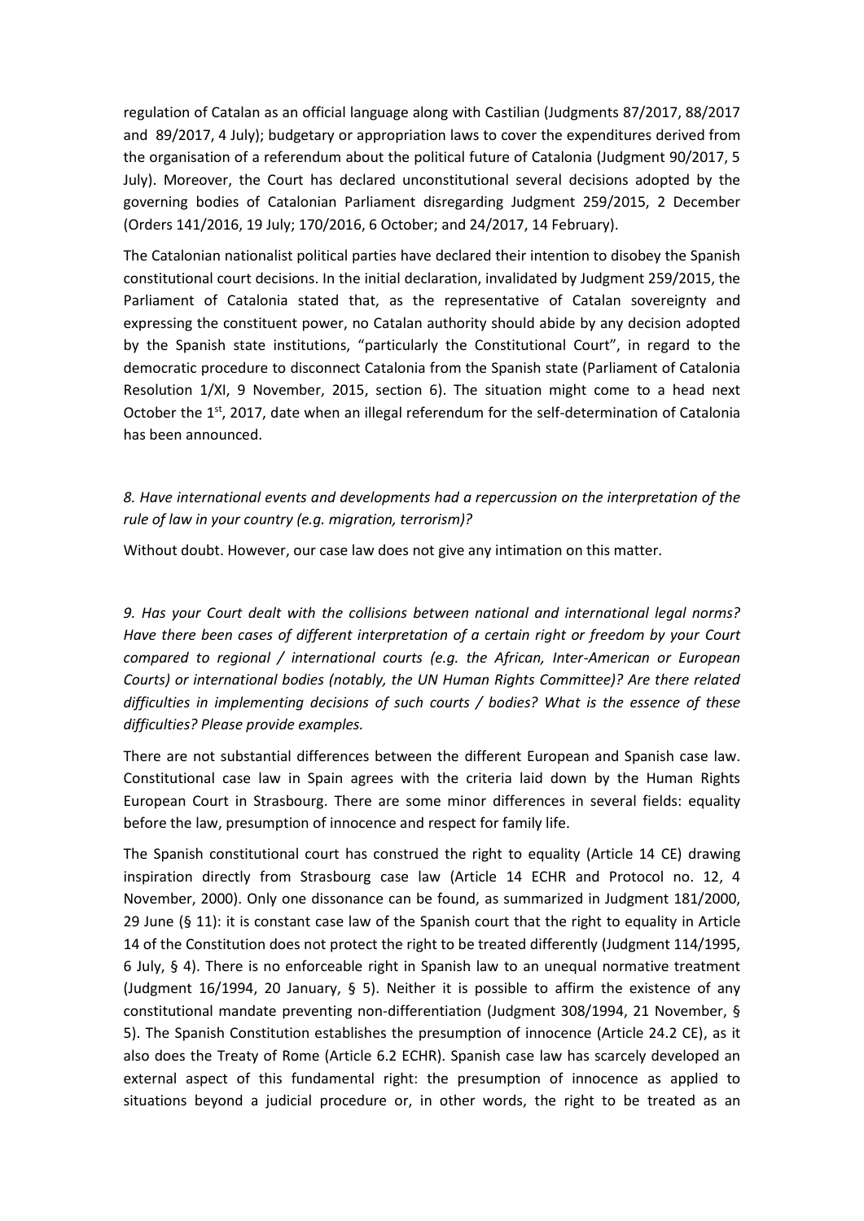regulation of Catalan as an official language along with Castilian (Judgments 87/2017, 88/2017 and 89/2017, 4 July); budgetary or appropriation laws to cover the expenditures derived from the organisation of a referendum about the political future of Catalonia (Judgment 90/2017, 5 July). Moreover, the Court has declared unconstitutional several decisions adopted by the governing bodies of Catalonian Parliament disregarding Judgment 259/2015, 2 December (Orders 141/2016, 19 July; 170/2016, 6 October; and 24/2017, 14 February).

The Catalonian nationalist political parties have declared their intention to disobey the Spanish constitutional court decisions. In the initial declaration, invalidated by Judgment 259/2015, the Parliament of Catalonia stated that, as the representative of Catalan sovereignty and expressing the constituent power, no Catalan authority should abide by any decision adopted by the Spanish state institutions, "particularly the Constitutional Court", in regard to the democratic procedure to disconnect Catalonia from the Spanish state (Parliament of Catalonia Resolution 1/XI, 9 November, 2015, section 6). The situation might come to a head next October the 1st, 2017, date when an illegal referendum for the self-determination of Catalonia has been announced.

*8. Have international events and developments had a repercussion on the interpretation of the rule of law in your country (e.g. migration, terrorism)?*

Without doubt. However, our case law does not give any intimation on this matter.

*9. Has your Court dealt with the collisions between national and international legal norms? Have there been cases of different interpretation of a certain right or freedom by your Court compared to regional / international courts (e.g. the African, Inter-American or European Courts) or international bodies (notably, the UN Human Rights Committee)? Are there related difficulties in implementing decisions of such courts / bodies? What is the essence of these difficulties? Please provide examples.*

There are not substantial differences between the different European and Spanish case law. Constitutional case law in Spain agrees with the criteria laid down by the Human Rights European Court in Strasbourg. There are some minor differences in several fields: equality before the law, presumption of innocence and respect for family life.

The Spanish constitutional court has construed the right to equality (Article 14 CE) drawing inspiration directly from Strasbourg case law (Article 14 ECHR and Protocol no. 12, 4 November, 2000). Only one dissonance can be found, as summarized in Judgment 181/2000, 29 June (§ 11): it is constant case law of the Spanish court that the right to equality in Article 14 of the Constitution does not protect the right to be treated differently (Judgment 114/1995, 6 July, § 4). There is no enforceable right in Spanish law to an unequal normative treatment (Judgment 16/1994, 20 January, § 5). Neither it is possible to affirm the existence of any constitutional mandate preventing non-differentiation (Judgment 308/1994, 21 November, § 5). The Spanish Constitution establishes the presumption of innocence (Article 24.2 CE), as it also does the Treaty of Rome (Article 6.2 ECHR). Spanish case law has scarcely developed an external aspect of this fundamental right: the presumption of innocence as applied to situations beyond a judicial procedure or, in other words, the right to be treated as an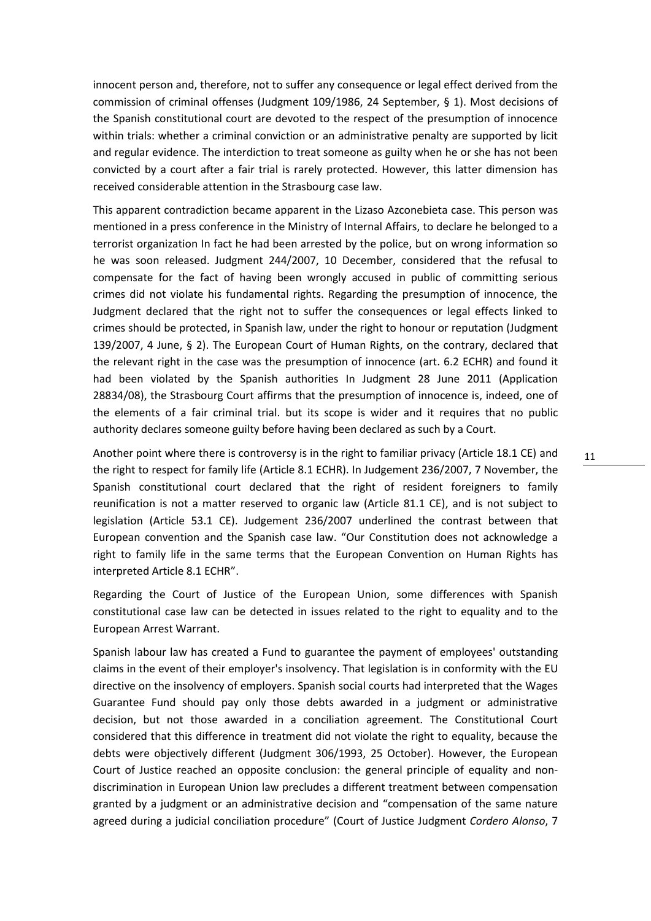innocent person and, therefore, not to suffer any consequence or legal effect derived from the commission of criminal offenses (Judgment 109/1986, 24 September, § 1). Most decisions of the Spanish constitutional court are devoted to the respect of the presumption of innocence within trials: whether a criminal conviction or an administrative penalty are supported by licit and regular evidence. The interdiction to treat someone as guilty when he or she has not been convicted by a court after a fair trial is rarely protected. However, this latter dimension has received considerable attention in the Strasbourg case law.

This apparent contradiction became apparent in the Lizaso Azconebieta case. This person was mentioned in a press conference in the Ministry of Internal Affairs, to declare he belonged to a terrorist organization In fact he had been arrested by the police, but on wrong information so he was soon released. Judgment 244/2007, 10 December, considered that the refusal to compensate for the fact of having been wrongly accused in public of committing serious crimes did not violate his fundamental rights. Regarding the presumption of innocence, the Judgment declared that the right not to suffer the consequences or legal effects linked to crimes should be protected, in Spanish law, under the right to honour or reputation (Judgment 139/2007, 4 June, § 2). The European Court of Human Rights, on the contrary, declared that the relevant right in the case was the presumption of innocence (art. 6.2 ECHR) and found it had been violated by the Spanish authorities In Judgment 28 June 2011 (Application 28834/08), the Strasbourg Court affirms that the presumption of innocence is, indeed, one of the elements of a fair criminal trial. but its scope is wider and it requires that no public authority declares someone guilty before having been declared as such by a Court.

Another point where there is controversy is in the right to familiar privacy (Article 18.1 CE) and the right to respect for family life (Article 8.1 ECHR). In Judgement 236/2007, 7 November, the Spanish constitutional court declared that the right of resident foreigners to family reunification is not a matter reserved to organic law (Article 81.1 CE), and is not subject to legislation (Article 53.1 CE). Judgement 236/2007 underlined the contrast between that European convention and the Spanish case law. "Our Constitution does not acknowledge a right to family life in the same terms that the European Convention on Human Rights has interpreted Article 8.1 ECHR".

Regarding the Court of Justice of the European Union, some differences with Spanish constitutional case law can be detected in issues related to the right to equality and to the European Arrest Warrant.

Spanish labour law has created a Fund to guarantee the payment of employees' outstanding claims in the event of their employer's insolvency. That legislation is in conformity with the EU directive on the insolvency of employers. Spanish social courts had interpreted that the Wages Guarantee Fund should pay only those debts awarded in a judgment or administrative decision, but not those awarded in a conciliation agreement. The Constitutional Court considered that this difference in treatment did not violate the right to equality, because the debts were objectively different (Judgment 306/1993, 25 October). However, the European Court of Justice reached an opposite conclusion: the general principle of equality and non-discrimination in European Union law precludes a different treatment between compensation granted by a judgment or an administrative decision and "compensation of the same nature agreed during a judicial conciliation procedure" (Court of Justice Judgment *Cordero Alonso*, 7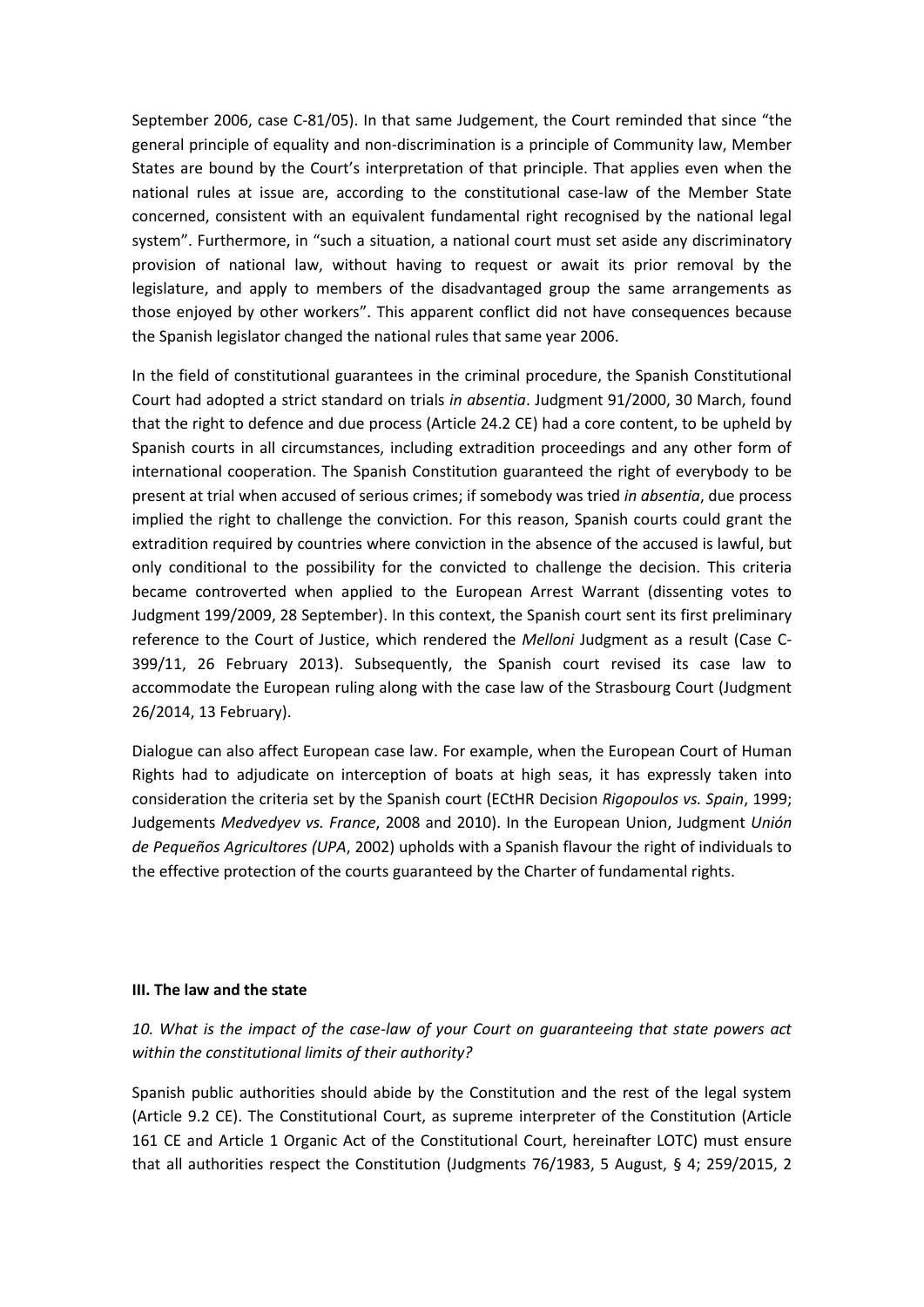September 2006, case C-81/05). In that same Judgement, the Court reminded that since "the general principle of equality and non-discrimination is a principle of Community law, Member States are bound by the Court's interpretation of that principle. That applies even when the national rules at issue are, according to the constitutional case-law of the Member State concerned, consistent with an equivalent fundamental right recognised by the national legal system". Furthermore, in "such a situation, a national court must set aside any discriminatory provision of national law, without having to request or await its prior removal by the legislature, and apply to members of the disadvantaged group the same arrangements as those enjoyed by other workers". This apparent conflict did not have consequences because the Spanish legislator changed the national rules that same year 2006.

In the field of constitutional guarantees in the criminal procedure, the Spanish Constitutional Court had adopted a strict standard on trials *in absentia*. Judgment 91/2000, 30 March, found that the right to defence and due process (Article 24.2 CE) had a core content, to be upheld by Spanish courts in all circumstances, including extradition proceedings and any other form of international cooperation. The Spanish Constitution guaranteed the right of everybody to be present at trial when accused of serious crimes; if somebody was tried *in absentia*, due process implied the right to challenge the conviction. For this reason, Spanish courts could grant the extradition required by countries where conviction in the absence of the accused is lawful, but only conditional to the possibility for the convicted to challenge the decision. This criteria became controverted when applied to the European Arrest Warrant (dissenting votes to Judgment 199/2009, 28 September). In this context, the Spanish court sent its first preliminary reference to the Court of Justice, which rendered the *Melloni* Judgment as a result (Case C-399/11, 26 February 2013). Subsequently, the Spanish court revised its case law to accommodate the European ruling along with the case law of the Strasbourg Court (Judgment 26/2014, 13 February).

Dialogue can also affect European case law. For example, when the European Court of Human Rights had to adjudicate on interception of boats at high seas, it has expressly taken into consideration the criteria set by the Spanish court (ECtHR Decision *Rigopoulos vs. Spain*, 1999; Judgements *Medvedyev vs. France*, 2008 and 2010). In the European Union, Judgment *Unión de Pequeños Agricultores (UPA*, 2002) upholds with a Spanish flavour the right of individuals to the effective protection of the courts guaranteed by the Charter of fundamental rights.

### III. The law and the state

*10. What is the impact of the case-law of your Court on guaranteeing that state powers act within the constitutional limits of their authority?*

Spanish public authorities should abide by the Constitution and the rest of the legal system (Article 9.2 CE). The Constitutional Court, as supreme interpreter of the Constitution (Article 161 CE and Article 1 Organic Act of the Constitutional Court, hereinafter LOTC) must ensure that all authorities respect the Constitution (Judgments 76/1983, 5 August, § 4; 259/2015, 2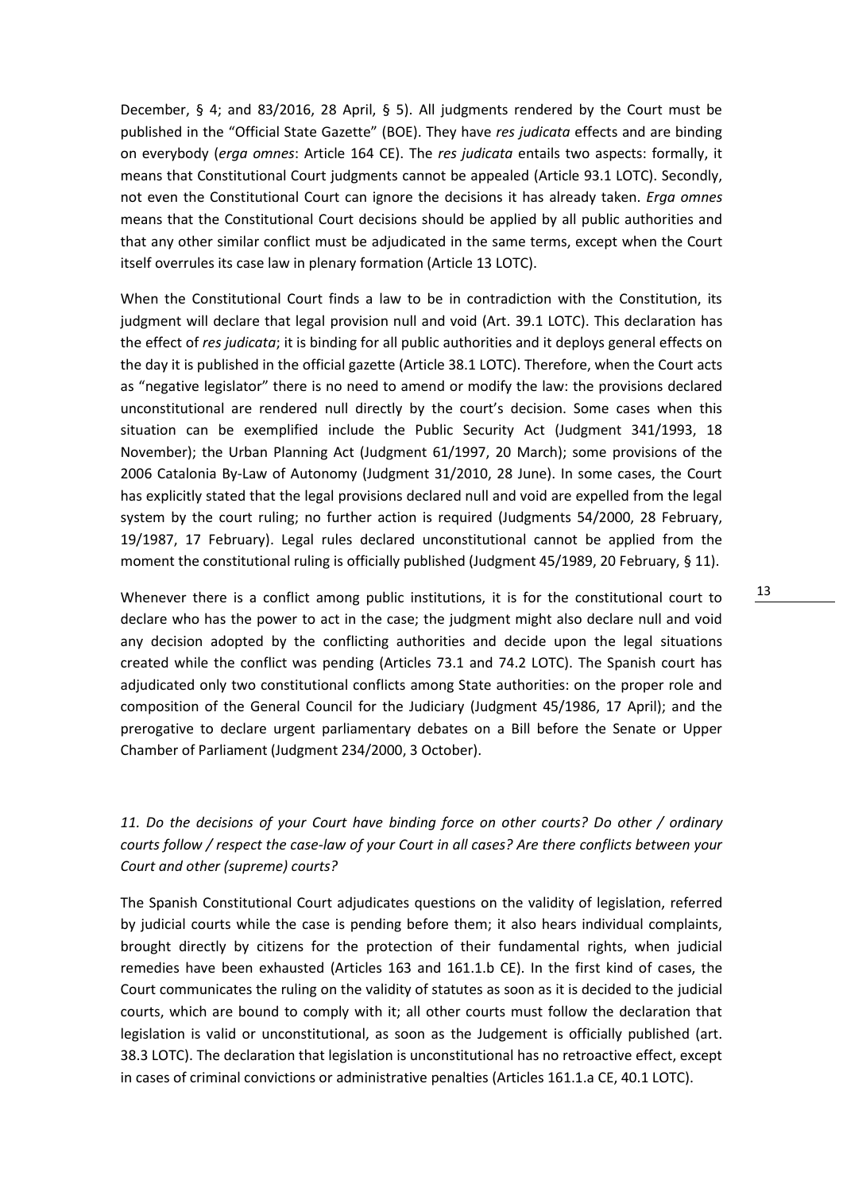December, § 4; and 83/2016, 28 April, § 5). All judgments rendered by the Court must be published in the "Official State Gazette" (BOE). They have *res judicata* effects and are binding on everybody (*erga omnes*: Article 164 CE). The *res judicata* entails two aspects: formally, it means that Constitutional Court judgments cannot be appealed (Article 93.1 LOTC). Secondly, not even the Constitutional Court can ignore the decisions it has already taken. *Erga omnes* means that the Constitutional Court decisions should be applied by all public authorities and that any other similar conflict must be adjudicated in the same terms, except when the Court itself overrules its case law in plenary formation (Article 13 LOTC).

When the Constitutional Court finds a law to be in contradiction with the Constitution, its judgment will declare that legal provision null and void (Art. 39.1 LOTC). This declaration has the effect of *res judicata*; it is binding for all public authorities and it deploys general effects on the day it is published in the official gazette (Article 38.1 LOTC). Therefore, when the Court acts as "negative legislator" there is no need to amend or modify the law: the provisions declared unconstitutional are rendered null directly by the court's decision. Some cases when this situation can be exemplified include the Public Security Act (Judgment 341/1993, 18 November); the Urban Planning Act (Judgment 61/1997, 20 March); some provisions of the 2006 Catalonia By-Law of Autonomy (Judgment 31/2010, 28 June). In some cases, the Court has explicitly stated that the legal provisions declared null and void are expelled from the legal system by the court ruling; no further action is required (Judgments 54/2000, 28 February, 19/1987, 17 February). Legal rules declared unconstitutional cannot be applied from the moment the constitutional ruling is officially published (Judgment 45/1989, 20 February, § 11).

Whenever there is a conflict among public institutions, it is for the constitutional court to declare who has the power to act in the case; the judgment might also declare null and void any decision adopted by the conflicting authorities and decide upon the legal situations created while the conflict was pending (Articles 73.1 and 74.2 LOTC). The Spanish court has adjudicated only two constitutional conflicts among State authorities: on the proper role and composition of the General Council for the Judiciary (Judgment 45/1986, 17 April); and the prerogative to declare urgent parliamentary debates on a Bill before the Senate or Upper Chamber of Parliament (Judgment 234/2000, 3 October).

*11. Do the decisions of your Court have binding force on other courts? Do other / ordinary courts follow / respect the case-law of your Court in all cases? Are there conflicts between your Court and other (supreme) courts?*

The Spanish Constitutional Court adjudicates questions on the validity of legislation, referred by judicial courts while the case is pending before them; it also hears individual complaints, brought directly by citizens for the protection of their fundamental rights, when judicial remedies have been exhausted (Articles 163 and 161.1.b CE). In the first kind of cases, the Court communicates the ruling on the validity of statutes as soon as it is decided to the judicial courts, which are bound to comply with it; all other courts must follow the declaration that legislation is valid or unconstitutional, as soon as the Judgement is officially published (art. 38.3 LOTC). The declaration that legislation is unconstitutional has no retroactive effect, except in cases of criminal convictions or administrative penalties (Articles 161.1.a CE, 40.1 LOTC).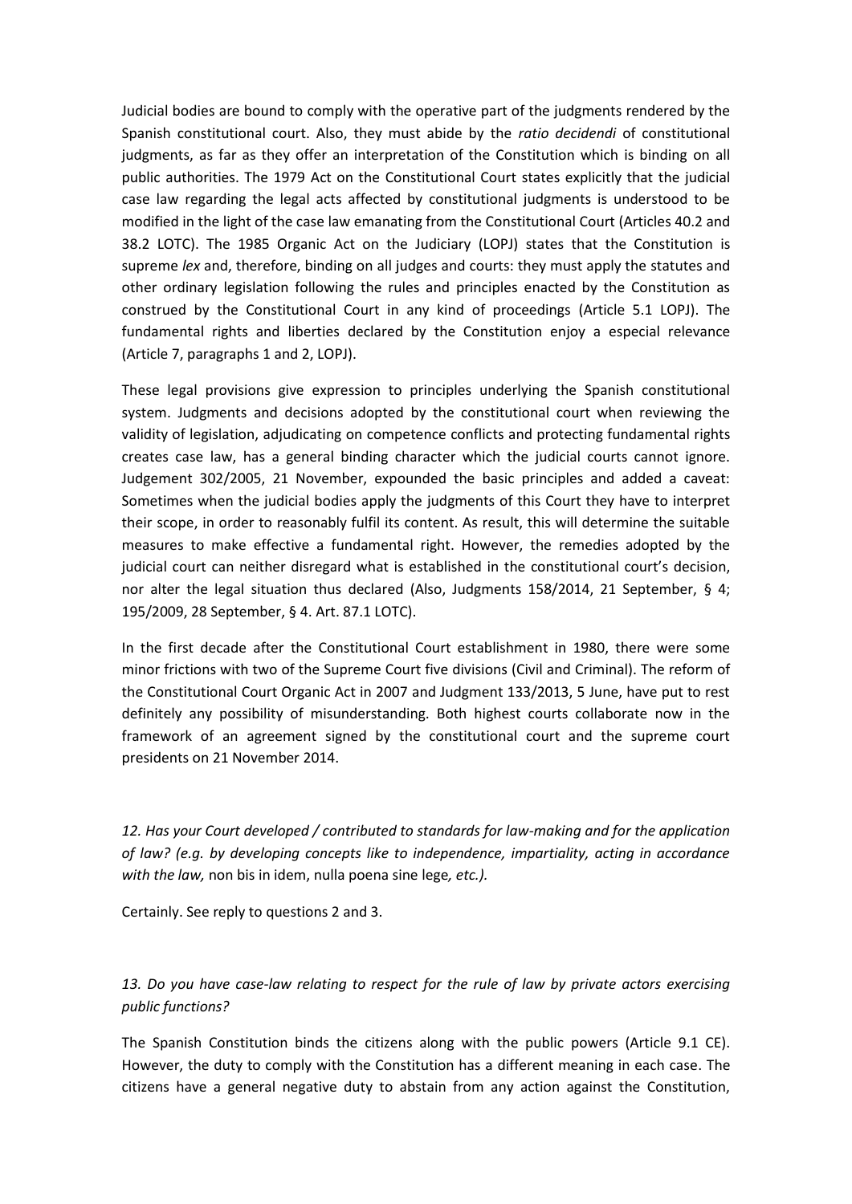Judicial bodies are bound to comply with the operative part of the judgments rendered by the Spanish constitutional court. Also, they must abide by the *ratio decidendi* of constitutional judgments, as far as they offer an interpretation of the Constitution which is binding on all public authorities. The 1979 Act on the Constitutional Court states explicitly that the judicial case law regarding the legal acts affected by constitutional judgments is understood to be modified in the light of the case law emanating from the Constitutional Court (Articles 40.2 and 38.2 LOTC). The 1985 Organic Act on the Judiciary (LOPJ) states that the Constitution is supreme *lex* and, therefore, binding on all judges and courts: they must apply the statutes and other ordinary legislation following the rules and principles enacted by the Constitution as construed by the Constitutional Court in any kind of proceedings (Article 5.1 LOPJ). The fundamental rights and liberties declared by the Constitution enjoy a especial relevance (Article 7, paragraphs 1 and 2, LOPJ).

These legal provisions give expression to principles underlying the Spanish constitutional system. Judgments and decisions adopted by the constitutional court when reviewing the validity of legislation, adjudicating on competence conflicts and protecting fundamental rights creates case law, has a general binding character which the judicial courts cannot ignore. Judgement 302/2005, 21 November, expounded the basic principles and added a caveat: Sometimes when the judicial bodies apply the judgments of this Court they have to interpret their scope, in order to reasonably fulfil its content. As result, this will determine the suitable measures to make effective a fundamental right. However, the remedies adopted by the judicial court can neither disregard what is established in the constitutional court's decision, nor alter the legal situation thus declared (Also, Judgments 158/2014, 21 September, § 4; 195/2009, 28 September, § 4. Art. 87.1 LOTC).

In the first decade after the Constitutional Court establishment in 1980, there were some minor frictions with two of the Supreme Court five divisions (Civil and Criminal). The reform of the Constitutional Court Organic Act in 2007 and Judgment 133/2013, 5 June, have put to rest definitely any possibility of misunderstanding. Both highest courts collaborate now in the framework of an agreement signed by the constitutional court and the supreme court presidents on 21 November 2014.

*12. Has your Court developed / contributed to standards for law-making and for the application of law? (e.g. by developing concepts like to independence, impartiality, acting in accordance with the law,* non bis in idem, nulla poena sine lege*, etc.).*

Certainly. See reply to questions 2 and 3.

*13. Do you have case-law relating to respect for the rule of law by private actors exercising public functions?*

The Spanish Constitution binds the citizens along with the public powers (Article 9.1 CE). However, the duty to comply with the Constitution has a different meaning in each case. The citizens have a general negative duty to abstain from any action against the Constitution,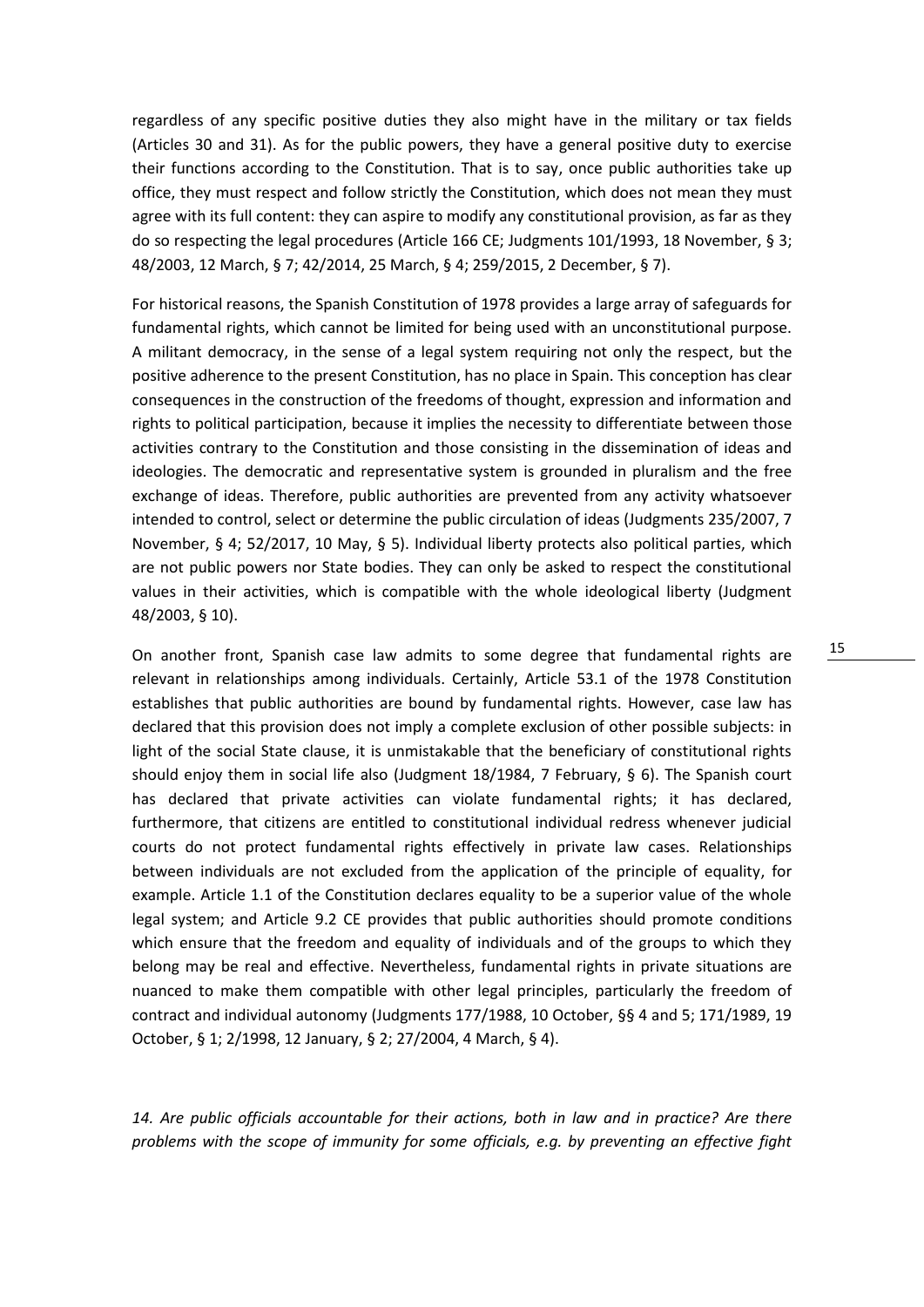regardless of any specific positive duties they also might have in the military or tax fields (Articles 30 and 31). As for the public powers, they have a general positive duty to exercise their functions according to the Constitution. That is to say, once public authorities take up office, they must respect and follow strictly the Constitution, which does not mean they must agree with its full content: they can aspire to modify any constitutional provision, as far as they do so respecting the legal procedures (Article 166 CE; Judgments 101/1993, 18 November, § 3; 48/2003, 12 March, § 7; 42/2014, 25 March, § 4; 259/2015, 2 December, § 7).

For historical reasons, the Spanish Constitution of 1978 provides a large array of safeguards for fundamental rights, which cannot be limited for being used with an unconstitutional purpose. A militant democracy, in the sense of a legal system requiring not only the respect, but the positive adherence to the present Constitution, has no place in Spain. This conception has clear consequences in the construction of the freedoms of thought, expression and information and rights to political participation, because it implies the necessity to differentiate between those activities contrary to the Constitution and those consisting in the dissemination of ideas and ideologies. The democratic and representative system is grounded in pluralism and the free exchange of ideas. Therefore, public authorities are prevented from any activity whatsoever intended to control, select or determine the public circulation of ideas (Judgments 235/2007, 7 November, § 4; 52/2017, 10 May, § 5). Individual liberty protects also political parties, which are not public powers nor State bodies. They can only be asked to respect the constitutional values in their activities, which is compatible with the whole ideological liberty (Judgment 48/2003, § 10).

On another front, Spanish case law admits to some degree that fundamental rights are relevant in relationships among individuals. Certainly, Article 53.1 of the 1978 Constitution establishes that public authorities are bound by fundamental rights. However, case law has declared that this provision does not imply a complete exclusion of other possible subjects: in light of the social State clause, it is unmistakable that the beneficiary of constitutional rights should enjoy them in social life also (Judgment 18/1984, 7 February, § 6). The Spanish court has declared that private activities can violate fundamental rights; it has declared, furthermore, that citizens are entitled to constitutional individual redress whenever judicial courts do not protect fundamental rights effectively in private law cases. Relationships between individuals are not excluded from the application of the principle of equality, for example. Article 1.1 of the Constitution declares equality to be a superior value of the whole legal system; and Article 9.2 CE provides that public authorities should promote conditions which ensure that the freedom and equality of individuals and of the groups to which they belong may be real and effective. Nevertheless, fundamental rights in private situations are nuanced to make them compatible with other legal principles, particularly the freedom of contract and individual autonomy (Judgments 177/1988, 10 October, §§ 4 and 5; 171/1989, 19 October, § 1; 2/1998, 12 January, § 2; 27/2004, 4 March, § 4).

*14. Are public officials accountable for their actions, both in law and in practice? Are there problems with the scope of immunity for some officials, e.g. by preventing an effective fight*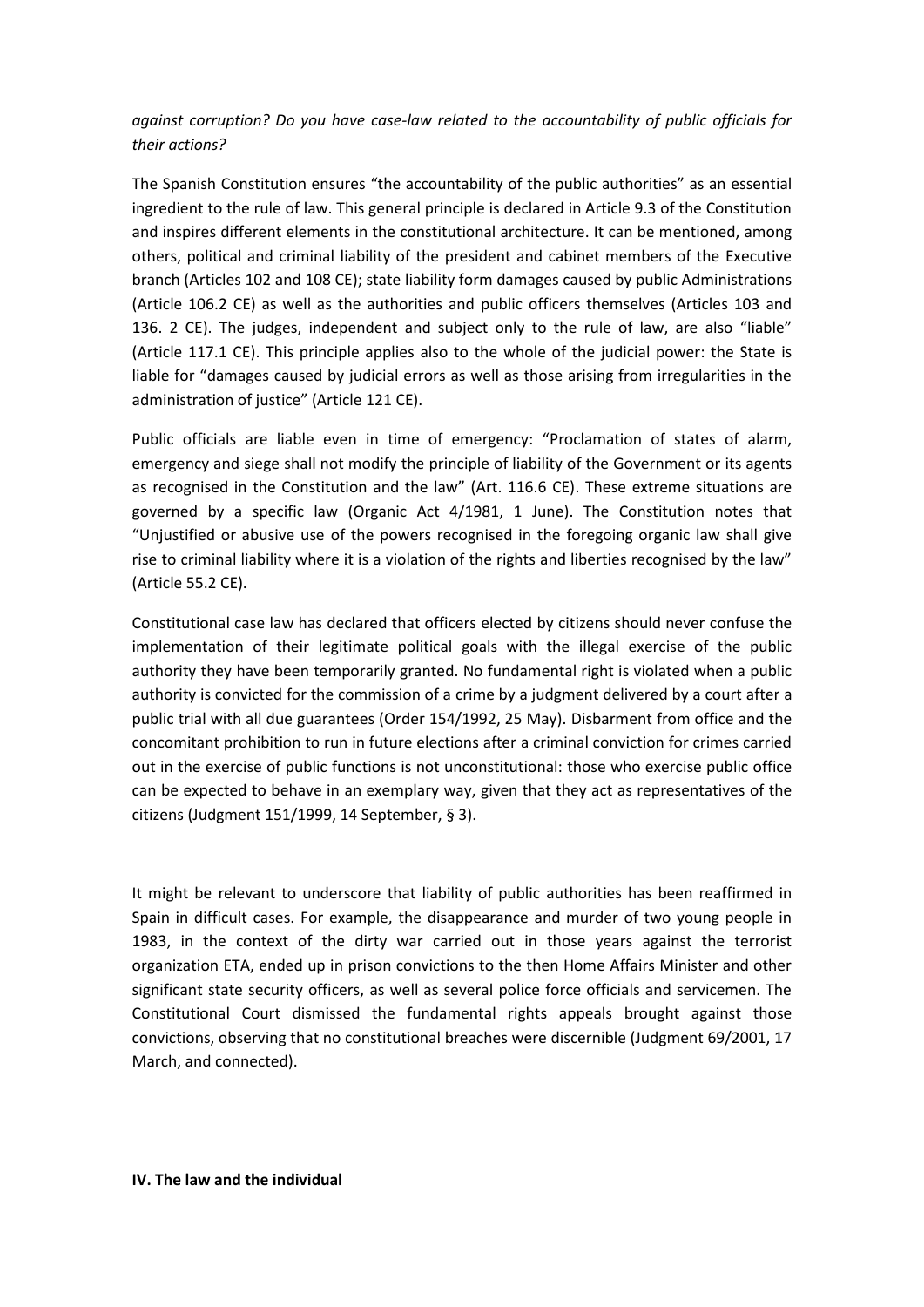*against corruption? Do you have case-law related to the accountability of public officials for their actions?*

The Spanish Constitution ensures "the accountability of the public authorities" as an essential ingredient to the rule of law. This general principle is declared in Article 9.3 of the Constitution and inspires different elements in the constitutional architecture. It can be mentioned, among others, political and criminal liability of the president and cabinet members of the Executive branch (Articles 102 and 108 CE); state liability form damages caused by public Administrations (Article 106.2 CE) as well as the authorities and public officers themselves (Articles 103 and 136. 2 CE). The judges, independent and subject only to the rule of law, are also "liable" (Article 117.1 CE). This principle applies also to the whole of the judicial power: the State is liable for "damages caused by judicial errors as well as those arising from irregularities in the administration of justice" (Article 121 CE).

Public officials are liable even in time of emergency: "Proclamation of states of alarm, emergency and siege shall not modify the principle of liability of the Government or its agents as recognised in the Constitution and the law" (Art. 116.6 CE). These extreme situations are governed by a specific law (Organic Act 4/1981, 1 June). The Constitution notes that "Unjustified or abusive use of the powers recognised in the foregoing organic law shall give rise to criminal liability where it is a violation of the rights and liberties recognised by the law" (Article 55.2 CE).

Constitutional case law has declared that officers elected by citizens should never confuse the implementation of their legitimate political goals with the illegal exercise of the public authority they have been temporarily granted. No fundamental right is violated when a public authority is convicted for the commission of a crime by a judgment delivered by a court after a public trial with all due guarantees (Order 154/1992, 25 May). Disbarment from office and the concomitant prohibition to run in future elections after a criminal conviction for crimes carried out in the exercise of public functions is not unconstitutional: those who exercise public office can be expected to behave in an exemplary way, given that they act as representatives of the citizens (Judgment 151/1999, 14 September, § 3).

It might be relevant to underscore that liability of public authorities has been reaffirmed in Spain in difficult cases. For example, the disappearance and murder of two young people in 1983, in the context of the dirty war carried out in those years against the terrorist organization ETA, ended up in prison convictions to the then Home Affairs Minister and other significant state security officers, as well as several police force officials and servicemen. The Constitutional Court dismissed the fundamental rights appeals brought against those convictions, observing that no constitutional breaches were discernible (Judgment 69/2001, 17 March, and connected).

**IV. The law and the individual**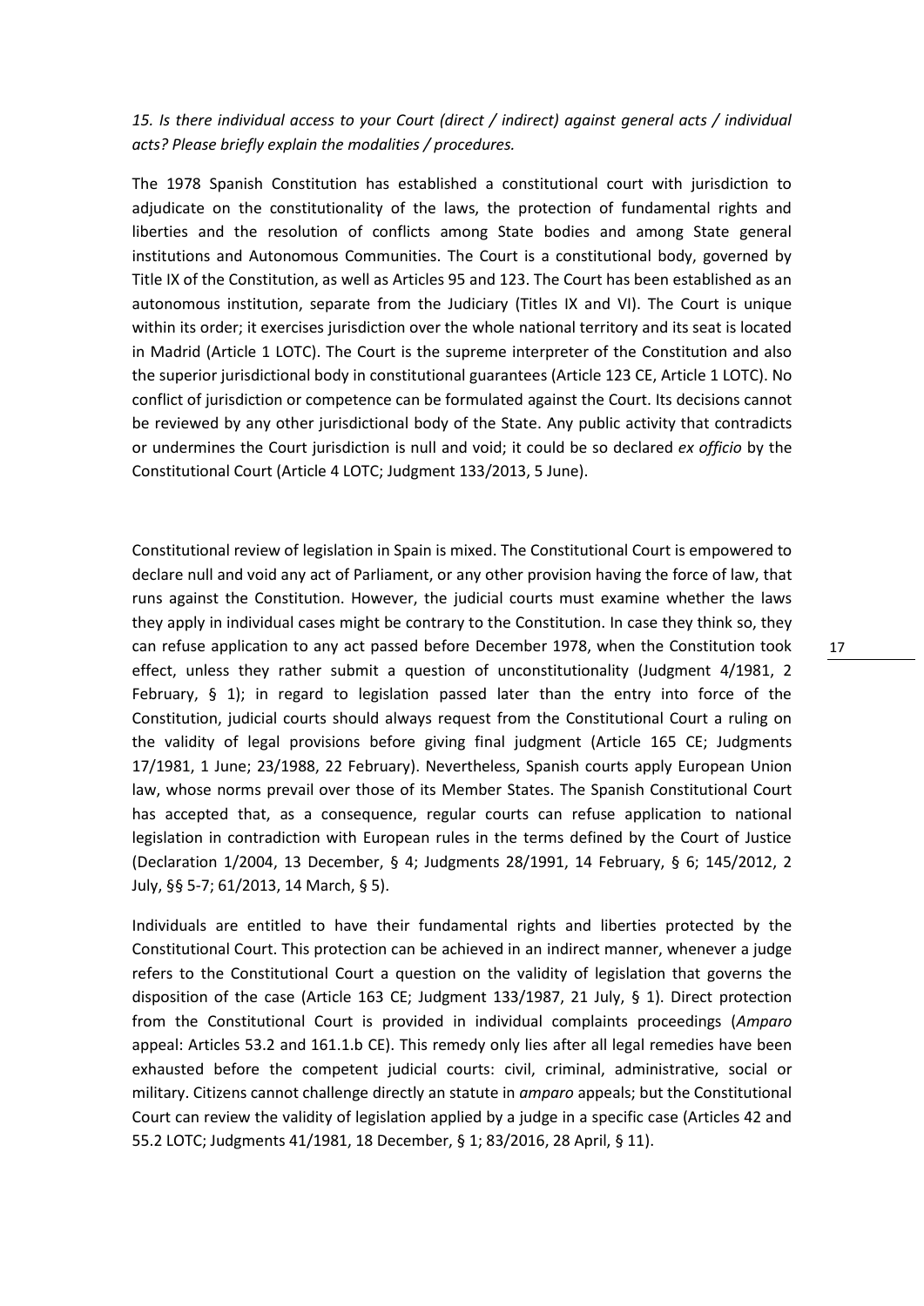*15. Is there individual access to your Court (direct / indirect) against general acts / individual acts? Please briefly explain the modalities / procedures.*

The 1978 Spanish Constitution has established a constitutional court with jurisdiction to adjudicate on the constitutionality of the laws, the protection of fundamental rights and liberties and the resolution of conflicts among State bodies and among State general institutions and Autonomous Communities. The Court is a constitutional body, governed by Title IX of the Constitution, as well as Articles 95 and 123. The Court has been established as an autonomous institution, separate from the Judiciary (Titles IX and VI). The Court is unique within its order; it exercises jurisdiction over the whole national territory and its seat is located in Madrid (Article 1 LOTC). The Court is the supreme interpreter of the Constitution and also the superior jurisdictional body in constitutional guarantees (Article 123 CE, Article 1 LOTC). No conflict of jurisdiction or competence can be formulated against the Court. Its decisions cannot be reviewed by any other jurisdictional body of the State. Any public activity that contradicts or undermines the Court jurisdiction is null and void; it could be so declared *ex officio* by the Constitutional Court (Article 4 LOTC; Judgment 133/2013, 5 June).

Constitutional review of legislation in Spain is mixed. The Constitutional Court is empowered to declare null and void any act of Parliament, or any other provision having the force of law, that runs against the Constitution. However, the judicial courts must examine whether the laws they apply in individual cases might be contrary to the Constitution. In case they think so, they can refuse application to any act passed before December 1978, when the Constitution took effect, unless they rather submit a question of unconstitutionality (Judgment 4/1981, 2 February, § 1); in regard to legislation passed later than the entry into force of the Constitution, judicial courts should always request from the Constitutional Court a ruling on the validity of legal provisions before giving final judgment (Article 165 CE; Judgments 17/1981, 1 June; 23/1988, 22 February). Nevertheless, Spanish courts apply European Union law, whose norms prevail over those of its Member States. The Spanish Constitutional Court has accepted that, as a consequence, regular courts can refuse application to national legislation in contradiction with European rules in the terms defined by the Court of Justice (Declaration 1/2004, 13 December, § 4; Judgments 28/1991, 14 February, § 6; 145/2012, 2 July, §§ 5-7; 61/2013, 14 March, § 5).

Individuals are entitled to have their fundamental rights and liberties protected by the Constitutional Court. This protection can be achieved in an indirect manner, whenever a judge refers to the Constitutional Court a question on the validity of legislation that governs the disposition of the case (Article 163 CE; Judgment 133/1987, 21 July, § 1). Direct protection from the Constitutional Court is provided in individual complaints proceedings (*Amparo* appeal: Articles 53.2 and 161.1.b CE). This remedy only lies after all legal remedies have been exhausted before the competent judicial courts: civil, criminal, administrative, social or military. Citizens cannot challenge directly an statute in *amparo* appeals; but the Constitutional Court can review the validity of legislation applied by a judge in a specific case (Articles 42 and 55.2 LOTC; Judgments 41/1981, 18 December, § 1; 83/2016, 28 April, § 11).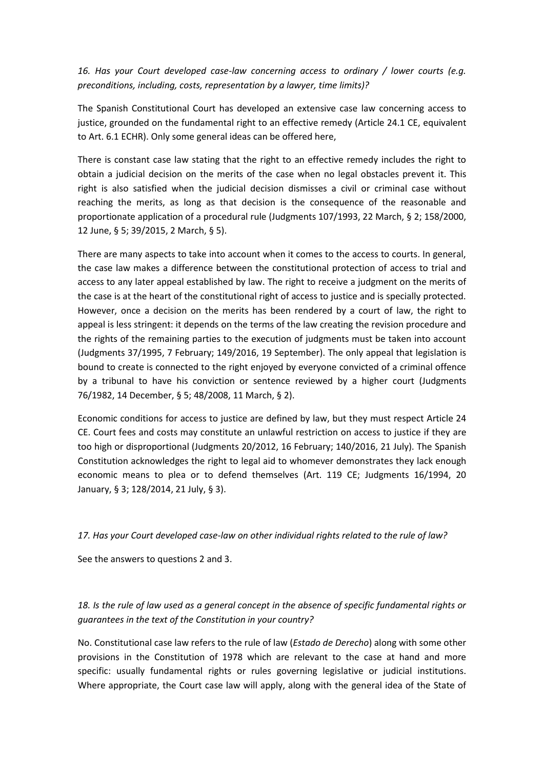*16. Has your Court developed case-law concerning access to ordinary / lower courts (e.g. preconditions, including, costs, representation by a lawyer, time limits)?*

The Spanish Constitutional Court has developed an extensive case law concerning access to justice, grounded on the fundamental right to an effective remedy (Article 24.1 CE, equivalent to Art. 6.1 ECHR). Only some general ideas can be offered here,

There is constant case law stating that the right to an effective remedy includes the right to obtain a judicial decision on the merits of the case when no legal obstacles prevent it. This right is also satisfied when the judicial decision dismisses a civil or criminal case without reaching the merits, as long as that decision is the consequence of the reasonable and proportionate application of a procedural rule (Judgments 107/1993, 22 March, § 2; 158/2000, 12 June, § 5; 39/2015, 2 March, § 5).

There are many aspects to take into account when it comes to the access to courts. In general, the case law makes a difference between the constitutional protection of access to trial and access to any later appeal established by law. The right to receive a judgment on the merits of the case is at the heart of the constitutional right of access to justice and is specially protected. However, once a decision on the merits has been rendered by a court of law, the right to appeal is less stringent: it depends on the terms of the law creating the revision procedure and the rights of the remaining parties to the execution of judgments must be taken into account (Judgments 37/1995, 7 February; 149/2016, 19 September). The only appeal that legislation is bound to create is connected to the right enjoyed by everyone convicted of a criminal offence by a tribunal to have his conviction or sentence reviewed by a higher court (Judgments 76/1982, 14 December, § 5; 48/2008, 11 March, § 2).

Economic conditions for access to justice are defined by law, but they must respect Article 24 CE. Court fees and costs may constitute an unlawful restriction on access to justice if they are too high or disproportional (Judgments 20/2012, 16 February; 140/2016, 21 July). The Spanish Constitution acknowledges the right to legal aid to whomever demonstrates they lack enough economic means to plea or to defend themselves (Art. 119 CE; Judgments 16/1994, 20 January, § 3; 128/2014, 21 July, § 3).

*17. Has your Court developed case-law on other individual rights related to the rule of law?*

See the answers to questions 2 and 3.

*18. Is the rule of law used as a general concept in the absence of specific fundamental rights or guarantees in the text of the Constitution in your country?*

No. Constitutional case law refers to the rule of law (*Estado de Derecho*) along with some other provisions in the Constitution of 1978 which are relevant to the case at hand and more specific: usually fundamental rights or rules governing legislative or judicial institutions. Where appropriate, the Court case law will apply, along with the general idea of the State of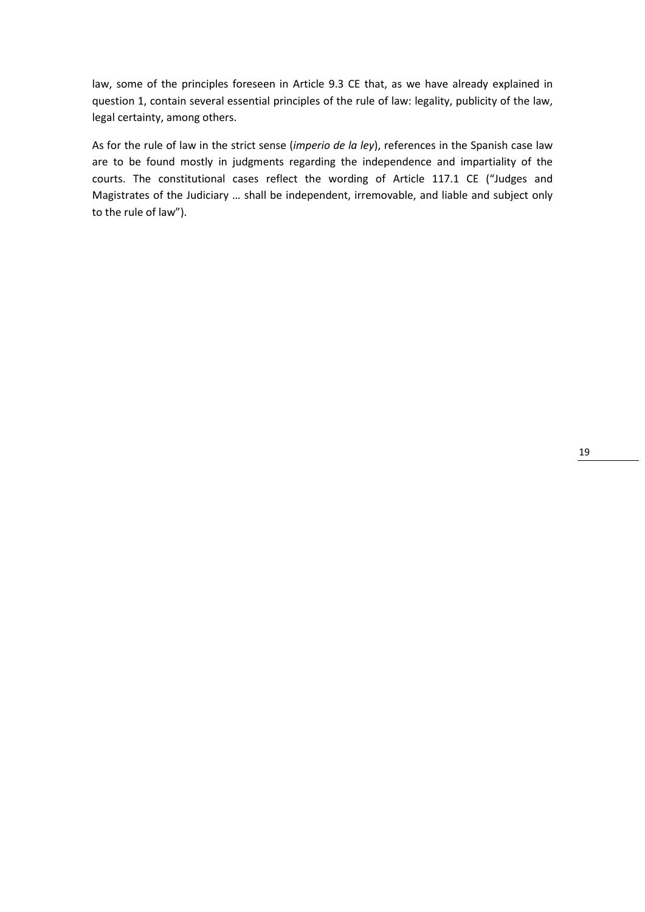law, some of the principles foreseen in Article 9.3 CE that, as we have already explained in question 1, contain several essential principles of the rule of law: legality, publicity of the law, legal certainty, among others.

As for the rule of law in the strict sense (*imperio de la ley*), references in the Spanish case law are to be found mostly in judgments regarding the independence and impartiality of the courts. The constitutional cases reflect the wording of Article 117.1 CE ("Judges and Magistrates of the Judiciary … shall be independent, irremovable, and liable and subject only to the rule of law").